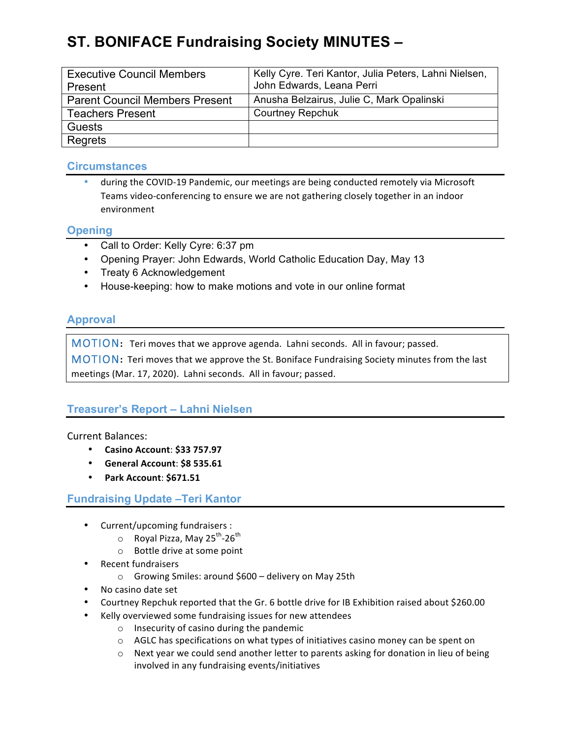# ST. BONIFACE Fundraising Society MINUTES –

| | |
|---|---|
| Executive Council Members Present | Kelly Cyre. Teri Kantor, Julia Peters, Lahni Nielsen, John Edwards, Leana Perri |
| Parent Council Members Present | Anusha Belzairus, Julie C, Mark Opalinski |
| Teachers Present | Courtney Repchuk |
| Guests | |
| Regrets | |

## Circumstances

- during the COVID-19 Pandemic, our meetings are being conducted remotely via Microsoft Teams video-conferencing to ensure we are not gathering closely together in an indoor environment

## Opening

- Call to Order: Kelly Cyre: 6:37 pm
- Opening Prayer: John Edwards, World Catholic Education Day, May 13
- Treaty 6 Acknowledgement
- House-keeping: how to make motions and vote in our online format

## Approval

MOTION: Teri moves that we approve agenda. Lahni seconds. All in favour; passed.

MOTION: Teri moves that we approve the St. Boniface Fundraising Society minutes from the last meetings (Mar. 17, 2020). Lahni seconds. All in favour; passed.

## Treasurer's Report – Lahni Nielsen

Current Balances:

- **Casino Account**: **$33 757.97**
- **General Account**: **$8 535.61**
- **Park Account**: **$671.51**

## Fundraising Update –Teri Kantor

- Current/upcoming fundraisers :
  - Royal Pizza, May 25th-26th
  - Bottle drive at some point
- Recent fundraisers
  - Growing Smiles: around $600 – delivery on May 25th
- No casino date set
- Courtney Repchuk reported that the Gr. 6 bottle drive for IB Exhibition raised about $260.00
- Kelly overviewed some fundraising issues for new attendees
  - Insecurity of casino during the pandemic
  - AGLC has specifications on what types of initiatives casino money can be spent on
  - Next year we could send another letter to parents asking for donation in lieu of being involved in any fundraising events/initiatives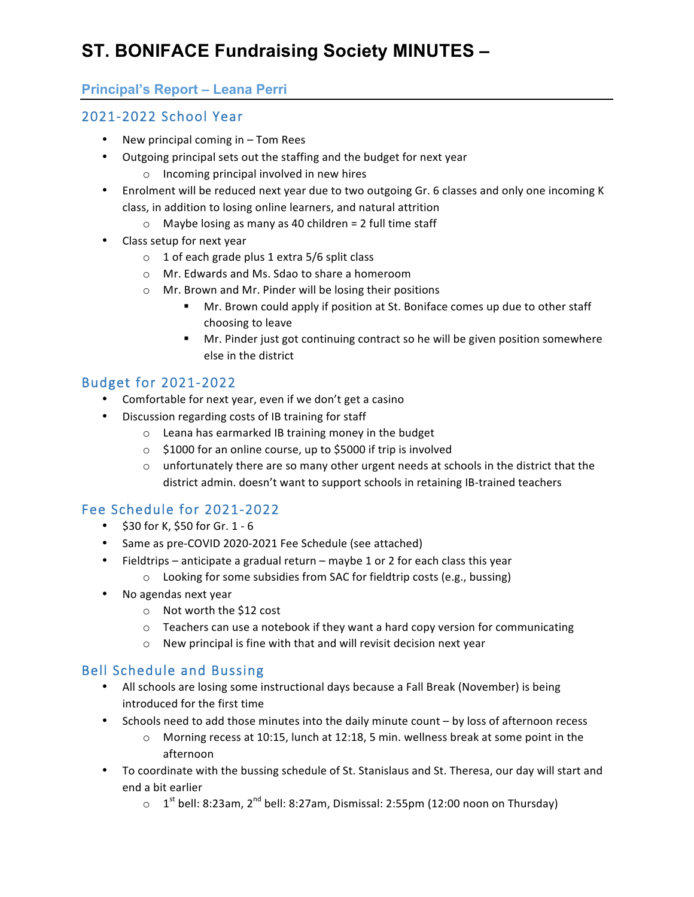# ST. BONIFACE Fundraising Society MINUTES –

## Principal's Report – Leana Perri

### 2021-2022 School Year

- New principal coming in – Tom Rees
- Outgoing principal sets out the staffing and the budget for next year
  - Incoming principal involved in new hires
- Enrolment will be reduced next year due to two outgoing Gr. 6 classes and only one incoming K class, in addition to losing online learners, and natural attrition
  - Maybe losing as many as 40 children = 2 full time staff
- Class setup for next year
  - 1 of each grade plus 1 extra 5/6 split class
  - Mr. Edwards and Ms. Sdao to share a homeroom
  - Mr. Brown and Mr. Pinder will be losing their positions
    - Mr. Brown could apply if position at St. Boniface comes up due to other staff choosing to leave
    - Mr. Pinder just got continuing contract so he will be given position somewhere else in the district

### Budget for 2021-2022

- Comfortable for next year, even if we don't get a casino
- Discussion regarding costs of IB training for staff
  - Leana has earmarked IB training money in the budget
  - $1000 for an online course, up to $5000 if trip is involved
  - unfortunately there are so many other urgent needs at schools in the district that the district admin. doesn't want to support schools in retaining IB-trained teachers

### Fee Schedule for 2021-2022

- $30 for K, $50 for Gr. 1 - 6
- Same as pre-COVID 2020-2021 Fee Schedule (see attached)
- Fieldtrips – anticipate a gradual return – maybe 1 or 2 for each class this year
  - Looking for some subsidies from SAC for fieldtrip costs (e.g., bussing)
- No agendas next year
  - Not worth the $12 cost
  - Teachers can use a notebook if they want a hard copy version for communicating
  - New principal is fine with that and will revisit decision next year

### Bell Schedule and Bussing

- All schools are losing some instructional days because a Fall Break (November) is being introduced for the first time
- Schools need to add those minutes into the daily minute count – by loss of afternoon recess
  - Morning recess at 10:15, lunch at 12:18, 5 min. wellness break at some point in the afternoon
- To coordinate with the bussing schedule of St. Stanislaus and St. Theresa, our day will start and end a bit earlier
  - 1st bell: 8:23am, 2nd bell: 8:27am, Dismissal: 2:55pm (12:00 noon on Thursday)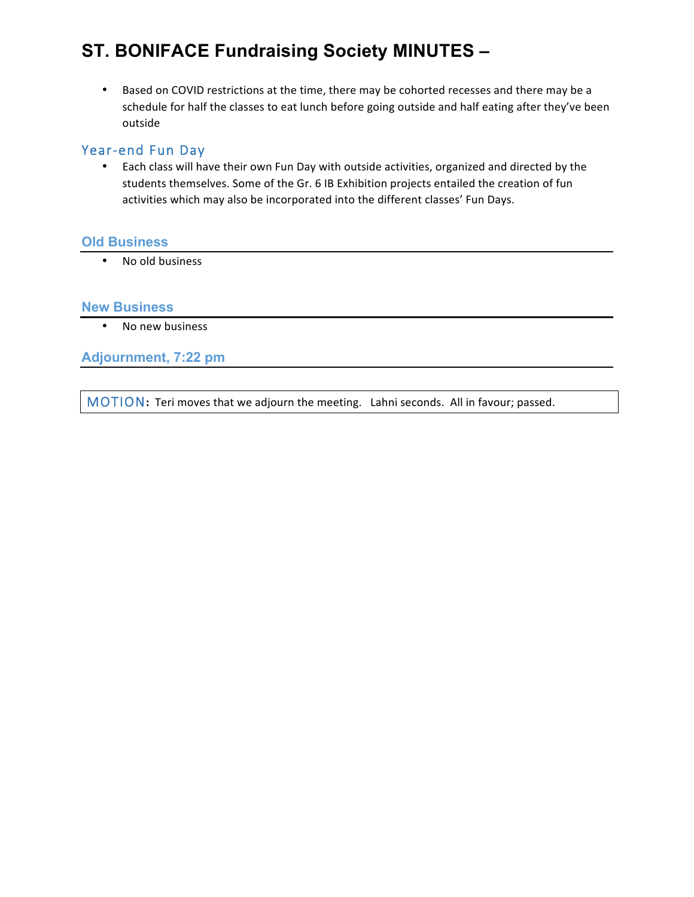- Based on COVID restrictions at the time, there may be cohorted recesses and there may be a schedule for half the classes to eat lunch before going outside and half eating after they've been outside

### Year-end Fun Day

- Each class will have their own Fun Day with outside activities, organized and directed by the students themselves. Some of the Gr. 6 IB Exhibition projects entailed the creation of fun activities which may also be incorporated into the different classes' Fun Days.

## Old Business

- No old business

## New Business

- No new business

## Adjournment, 7:22 pm

**MOTION:** Teri moves that we adjourn the meeting. Lahni seconds. All in favour; passed.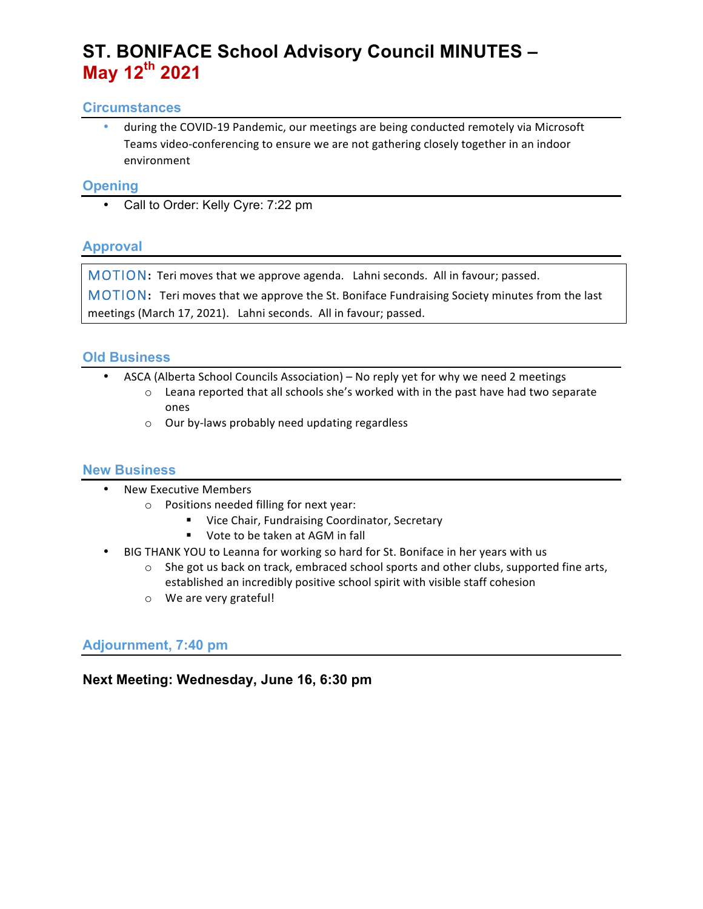# ST. BONIFACE School Advisory Council MINUTES – May 12th 2021

## Circumstances

- during the COVID-19 Pandemic, our meetings are being conducted remotely via Microsoft Teams video-conferencing to ensure we are not gathering closely together in an indoor environment

## Opening

- Call to Order: Kelly Cyre: 7:22 pm

## Approval

MOTION: Teri moves that we approve agenda. Lahni seconds. All in favour; passed.

MOTION: Teri moves that we approve the St. Boniface Fundraising Society minutes from the last meetings (March 17, 2021). Lahni seconds. All in favour; passed.

## Old Business

- ASCA (Alberta School Councils Association) – No reply yet for why we need 2 meetings
  - Leana reported that all schools she's worked with in the past have had two separate ones
  - Our by-laws probably need updating regardless

## New Business

- New Executive Members
  - Positions needed filling for next year:
    - Vice Chair, Fundraising Coordinator, Secretary
    - Vote to be taken at AGM in fall
- BIG THANK YOU to Leanna for working so hard for St. Boniface in her years with us
  - She got us back on track, embraced school sports and other clubs, supported fine arts, established an incredibly positive school spirit with visible staff cohesion
  - We are very grateful!

## Adjournment, 7:40 pm

**Next Meeting: Wednesday, June 16, 6:30 pm**